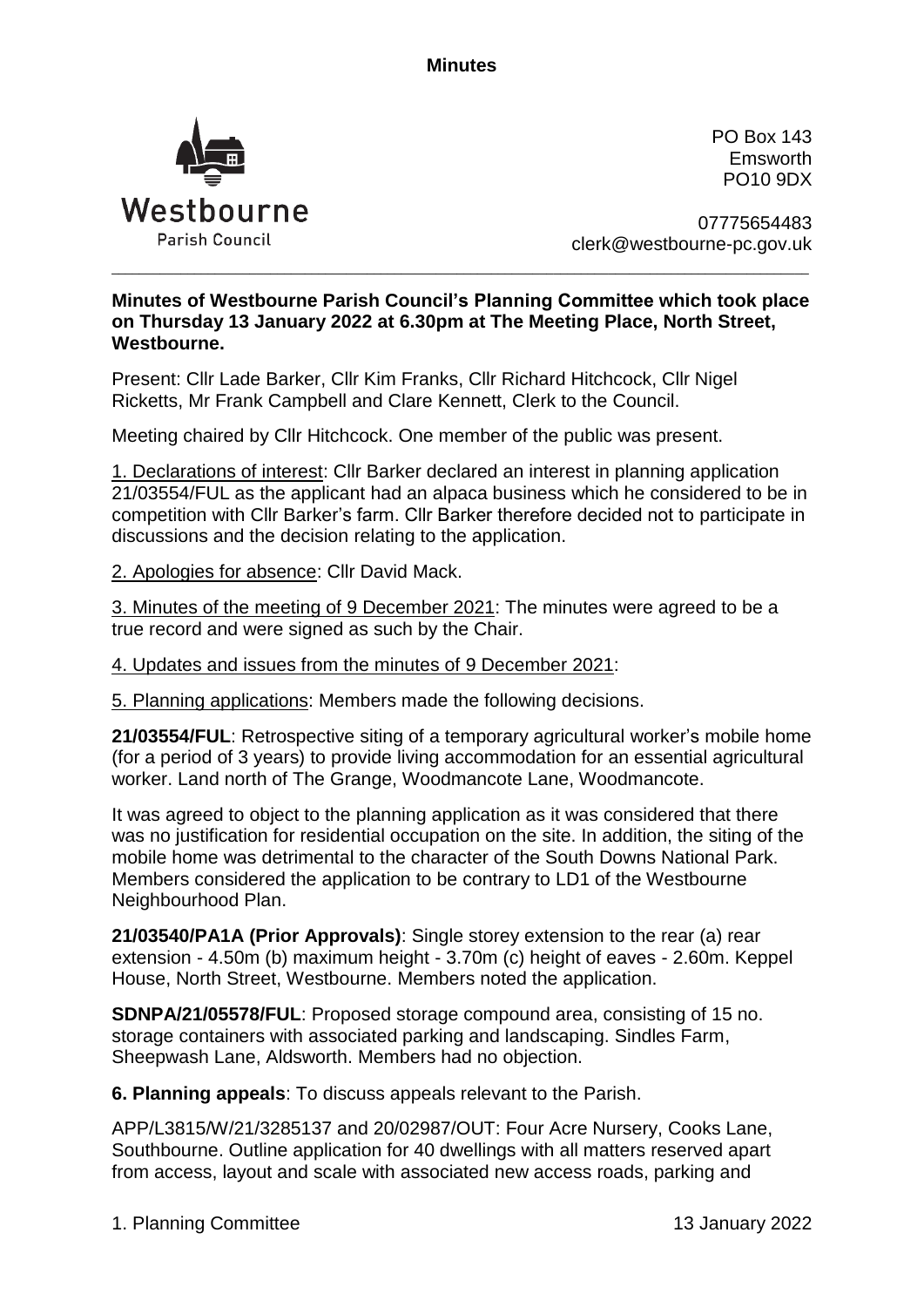**Minutes**

Westbourne
Parish Council

PO Box 143
Emsworth
PO10 9DX

07775654483
clerk@westbourne-pc.gov.uk

---

**Minutes of Westbourne Parish Council's Planning Committee which took place on Thursday 13 January 2022 at 6.30pm at The Meeting Place, North Street, Westbourne.**

Present: Cllr Lade Barker, Cllr Kim Franks, Cllr Richard Hitchcock, Cllr Nigel Ricketts, Mr Frank Campbell and Clare Kennett, Clerk to the Council.

Meeting chaired by Cllr Hitchcock. One member of the public was present.

1. Declarations of interest: Cllr Barker declared an interest in planning application 21/03554/FUL as the applicant had an alpaca business which he considered to be in competition with Cllr Barker's farm. Cllr Barker therefore decided not to participate in discussions and the decision relating to the application.

2. Apologies for absence: Cllr David Mack.

3. Minutes of the meeting of 9 December 2021: The minutes were agreed to be a true record and were signed as such by the Chair.

4. Updates and issues from the minutes of 9 December 2021:

5. Planning applications: Members made the following decisions.

**21/03554/FUL**: Retrospective siting of a temporary agricultural worker's mobile home (for a period of 3 years) to provide living accommodation for an essential agricultural worker. Land north of The Grange, Woodmancote Lane, Woodmancote.

It was agreed to object to the planning application as it was considered that there was no justification for residential occupation on the site. In addition, the siting of the mobile home was detrimental to the character of the South Downs National Park. Members considered the application to be contrary to LD1 of the Westbourne Neighbourhood Plan.

**21/03540/PA1A (Prior Approvals)**: Single storey extension to the rear (a) rear extension - 4.50m (b) maximum height - 3.70m (c) height of eaves - 2.60m. Keppel House, North Street, Westbourne. Members noted the application.

**SDNPA/21/05578/FUL**: Proposed storage compound area, consisting of 15 no. storage containers with associated parking and landscaping. Sindles Farm, Sheepwash Lane, Aldsworth. Members had no objection.

**6. Planning appeals**: To discuss appeals relevant to the Parish.

APP/L3815/W/21/3285137 and 20/02987/OUT: Four Acre Nursery, Cooks Lane, Southbourne. Outline application for 40 dwellings with all matters reserved apart from access, layout and scale with associated new access roads, parking and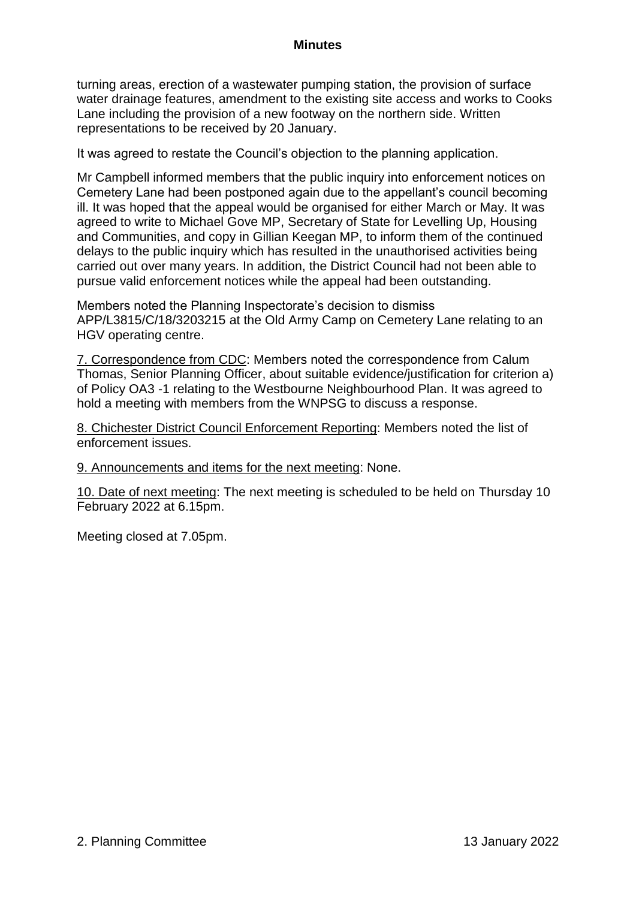turning areas, erection of a wastewater pumping station, the provision of surface water drainage features, amendment to the existing site access and works to Cooks Lane including the provision of a new footway on the northern side. Written representations to be received by 20 January.

It was agreed to restate the Council's objection to the planning application.

Mr Campbell informed members that the public inquiry into enforcement notices on Cemetery Lane had been postponed again due to the appellant's council becoming ill. It was hoped that the appeal would be organised for either March or May. It was agreed to write to Michael Gove MP, Secretary of State for Levelling Up, Housing and Communities, and copy in Gillian Keegan MP, to inform them of the continued delays to the public inquiry which has resulted in the unauthorised activities being carried out over many years. In addition, the District Council had not been able to pursue valid enforcement notices while the appeal had been outstanding.

Members noted the Planning Inspectorate's decision to dismiss APP/L3815/C/18/3203215 at the Old Army Camp on Cemetery Lane relating to an HGV operating centre.

<u>7. Correspondence from CDC</u>: Members noted the correspondence from Calum Thomas, Senior Planning Officer, about suitable evidence/justification for criterion a) of Policy OA3 -1 relating to the Westbourne Neighbourhood Plan. It was agreed to hold a meeting with members from the WNPSG to discuss a response.

<u>8. Chichester District Council Enforcement Reporting</u>: Members noted the list of enforcement issues.

<u>9. Announcements and items for the next meeting</u>: None.

<u>10. Date of next meeting</u>: The next meeting is scheduled to be held on Thursday 10 February 2022 at 6.15pm.

Meeting closed at 7.05pm.